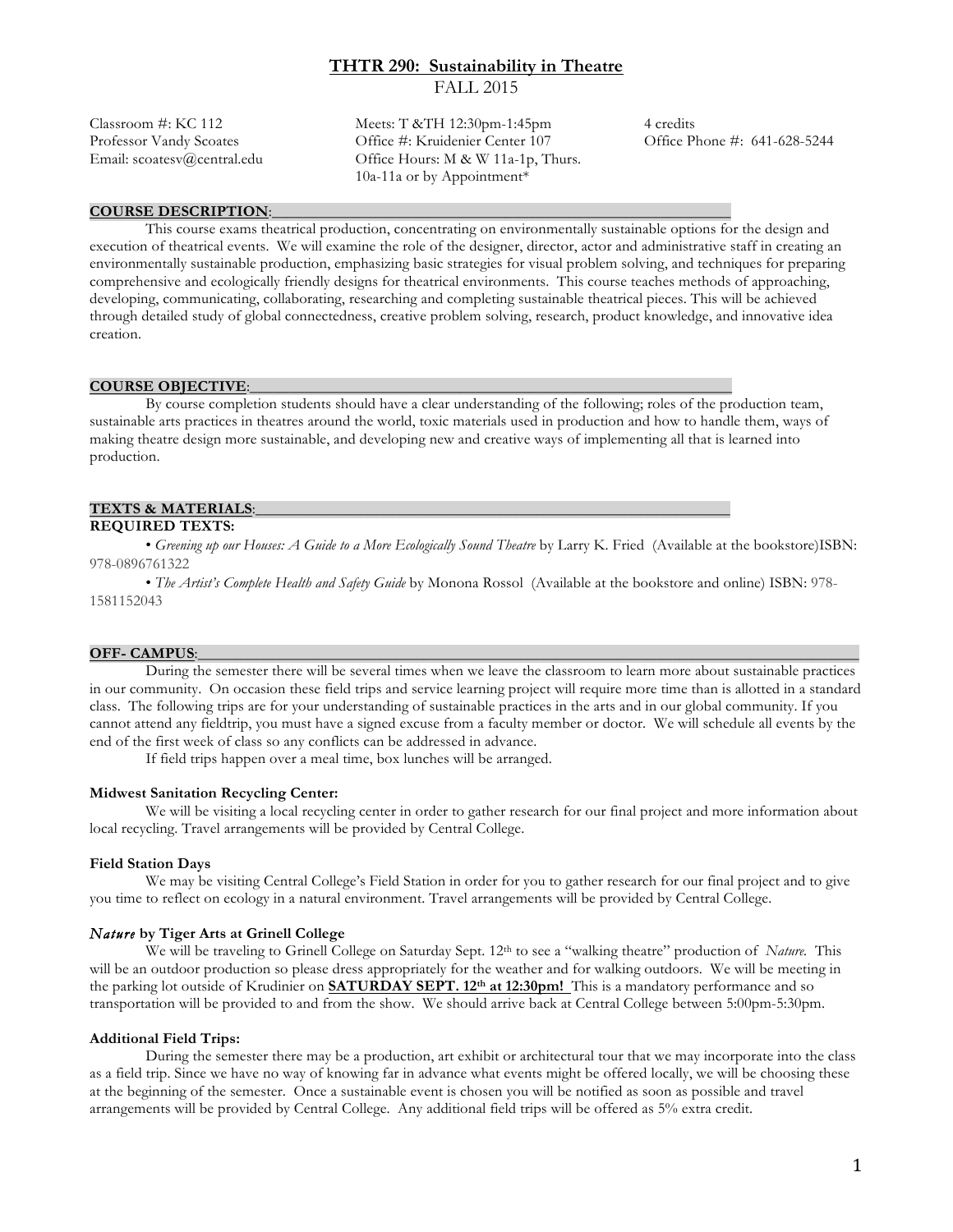# THTR 290: Sustainability in Theatre
FALL 2015

| | | |
|---|---|---|
| Classroom #: KC 112 | Meets: T &TH 12:30pm-1:45pm | 4 credits |
| Professor Vandy Scoates | Office #: Kruidenier Center 107 | Office Phone #: 641-628-5244 |
| Email: scoatesv@central.edu | Office Hours: M & W 11a-1p, Thurs. 10a-11a or by Appointment* | |

## COURSE DESCRIPTION:

This course exams theatrical production, concentrating on environmentally sustainable options for the design and execution of theatrical events. We will examine the role of the designer, director, actor and administrative staff in creating an environmentally sustainable production, emphasizing basic strategies for visual problem solving, and techniques for preparing comprehensive and ecologically friendly designs for theatrical environments. This course teaches methods of approaching, developing, communicating, collaborating, researching and completing sustainable theatrical pieces. This will be achieved through detailed study of global connectedness, creative problem solving, research, product knowledge, and innovative idea creation.

## COURSE OBJECTIVE:

By course completion students should have a clear understanding of the following; roles of the production team, sustainable arts practices in theatres around the world, toxic materials used in production and how to handle them, ways of making theatre design more sustainable, and developing new and creative ways of implementing all that is learned into production.

## TEXTS & MATERIALS:

**REQUIRED TEXTS:**

• *Greening up our Houses: A Guide to a More Ecologically Sound Theatre* by Larry K. Fried (Available at the bookstore)ISBN: 978-0896761322

• *The Artist's Complete Health and Safety Guide* by Monona Rossol (Available at the bookstore and online) ISBN: 978-1581152043

## OFF- CAMPUS:

During the semester there will be several times when we leave the classroom to learn more about sustainable practices in our community. On occasion these field trips and service learning project will require more time than is allotted in a standard class. The following trips are for your understanding of sustainable practices in the arts and in our global community. If you cannot attend any fieldtrip, you must have a signed excuse from a faculty member or doctor. We will schedule all events by the end of the first week of class so any conflicts can be addressed in advance.

If field trips happen over a meal time, box lunches will be arranged.

### Midwest Sanitation Recycling Center:

We will be visiting a local recycling center in order to gather research for our final project and more information about local recycling. Travel arrangements will be provided by Central College.

### Field Station Days

We may be visiting Central College's Field Station in order for you to gather research for our final project and to give you time to reflect on ecology in a natural environment. Travel arrangements will be provided by Central College.

### *Nature* by Tiger Arts at Grinell College

We will be traveling to Grinell College on Saturday Sept. 12th to see a "walking theatre" production of *Nature*. This will be an outdoor production so please dress appropriately for the weather and for walking outdoors. We will be meeting in the parking lot outside of Krudinier on **SATURDAY SEPT. 12th at 12:30pm!** This is a mandatory performance and so transportation will be provided to and from the show. We should arrive back at Central College between 5:00pm-5:30pm.

### Additional Field Trips:

During the semester there may be a production, art exhibit or architectural tour that we may incorporate into the class as a field trip. Since we have no way of knowing far in advance what events might be offered locally, we will be choosing these at the beginning of the semester. Once a sustainable event is chosen you will be notified as soon as possible and travel arrangements will be provided by Central College. Any additional field trips will be offered as 5% extra credit.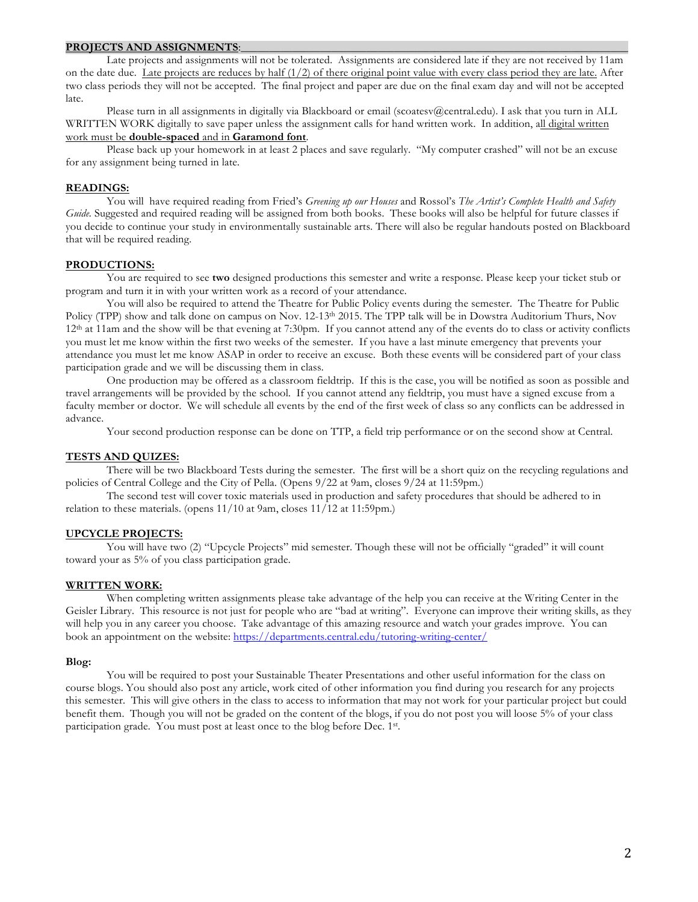## PROJECTS AND ASSIGNMENTS:

Late projects and assignments will not be tolerated. Assignments are considered late if they are not received by 11am on the date due. <u>Late projects are reduces by half (1/2) of there original point value with every class period they are late.</u> After two class periods they will not be accepted. The final project and paper are due on the final exam day and will not be accepted late.

Please turn in all assignments in digitally via Blackboard or email (scoatesv@central.edu). I ask that you turn in ALL WRITTEN WORK digitally to save paper unless the assignment calls for hand written work. In addition, <u>all digital written work must be **double-spaced** and in **Garamond font**</u>.

Please back up your homework in at least 2 places and save regularly. "My computer crashed" will not be an excuse for any assignment being turned in late.

## READINGS:

You will have required reading from Fried's *Greening up our Houses* and Rossol's *The Artist's Complete Health and Safety Guide.* Suggested and required reading will be assigned from both books. These books will also be helpful for future classes if you decide to continue your study in environmentally sustainable arts. There will also be regular handouts posted on Blackboard that will be required reading.

## PRODUCTIONS:

You are required to see **two** designed productions this semester and write a response. Please keep your ticket stub or program and turn it in with your written work as a record of your attendance.

You will also be required to attend the Theatre for Public Policy events during the semester. The Theatre for Public Policy (TPP) show and talk done on campus on Nov. 12-13th 2015. The TPP talk will be in Dowstra Auditorium Thurs, Nov 12th at 11am and the show will be that evening at 7:30pm. If you cannot attend any of the events do to class or activity conflicts you must let me know within the first two weeks of the semester. If you have a last minute emergency that prevents your attendance you must let me know ASAP in order to receive an excuse. Both these events will be considered part of your class participation grade and we will be discussing them in class.

One production may be offered as a classroom fieldtrip. If this is the case, you will be notified as soon as possible and travel arrangements will be provided by the school. If you cannot attend any fieldtrip, you must have a signed excuse from a faculty member or doctor. We will schedule all events by the end of the first week of class so any conflicts can be addressed in advance.

Your second production response can be done on TTP, a field trip performance or on the second show at Central.

## TESTS AND QUIZES:

There will be two Blackboard Tests during the semester. The first will be a short quiz on the recycling regulations and policies of Central College and the City of Pella. (Opens 9/22 at 9am, closes 9/24 at 11:59pm.)

The second test will cover toxic materials used in production and safety procedures that should be adhered to in relation to these materials. (opens 11/10 at 9am, closes 11/12 at 11:59pm.)

## UPCYCLE PROJECTS:

You will have two (2) "Upcycle Projects" mid semester. Though these will not be officially "graded" it will count toward your as 5% of you class participation grade.

## WRITTEN WORK:

When completing written assignments please take advantage of the help you can receive at the Writing Center in the Geisler Library. This resource is not just for people who are "bad at writing". Everyone can improve their writing skills, as they will help you in any career you choose. Take advantage of this amazing resource and watch your grades improve. You can book an appointment on the website: https://departments.central.edu/tutoring-writing-center/

### Blog:

You will be required to post your Sustainable Theater Presentations and other useful information for the class on course blogs. You should also post any article, work cited of other information you find during you research for any projects this semester. This will give others in the class to access to information that may not work for your particular project but could benefit them. Though you will not be graded on the content of the blogs, if you do not post you will loose 5% of your class participation grade. You must post at least once to the blog before Dec. 1st.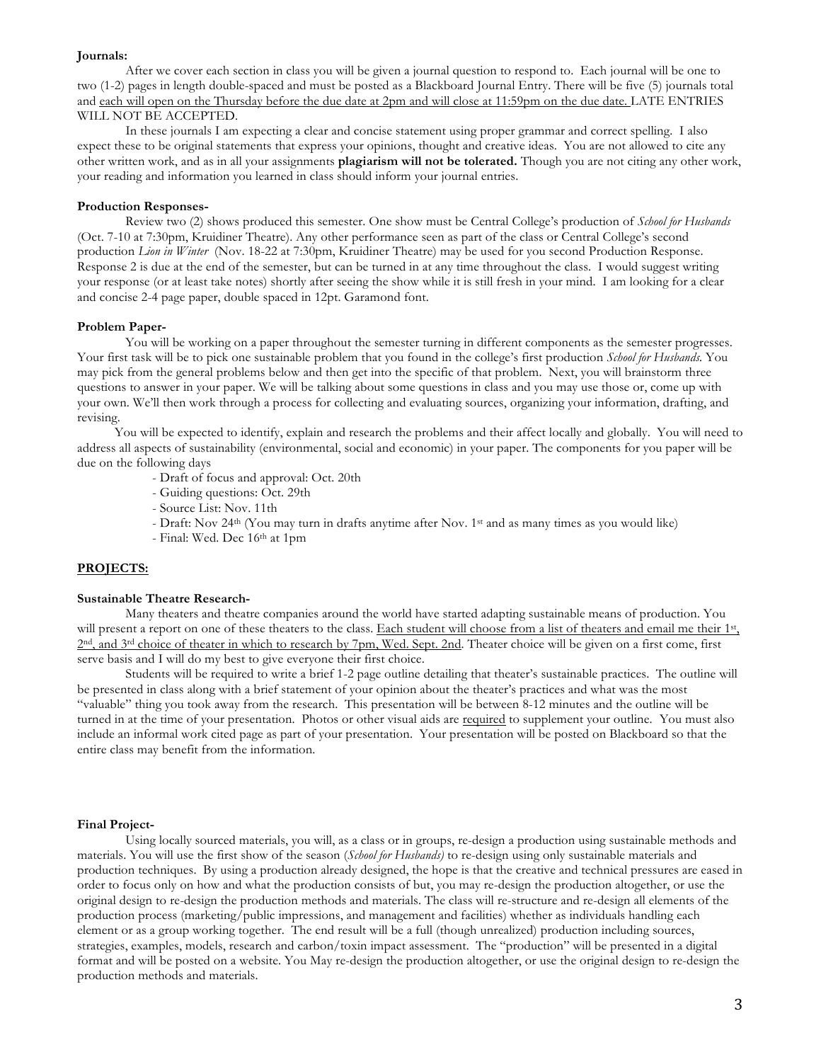**Journals:**

After we cover each section in class you will be given a journal question to respond to. Each journal will be one to two (1-2) pages in length double-spaced and must be posted as a Blackboard Journal Entry. There will be five (5) journals total and <u>each will open on the Thursday before the due date at 2pm and will close at 11:59pm on the due date.</u> LATE ENTRIES WILL NOT BE ACCEPTED.

In these journals I am expecting a clear and concise statement using proper grammar and correct spelling. I also expect these to be original statements that express your opinions, thought and creative ideas. You are not allowed to cite any other written work, and as in all your assignments **plagiarism will not be tolerated.** Though you are not citing any other work, your reading and information you learned in class should inform your journal entries.

**Production Responses-**

Review two (2) shows produced this semester. One show must be Central College's production of *School for Husbands* (Oct. 7-10 at 7:30pm, Kruidiner Theatre). Any other performance seen as part of the class or Central College's second production *Lion in Winter* (Nov. 18-22 at 7:30pm, Kruidiner Theatre) may be used for you second Production Response. Response 2 is due at the end of the semester, but can be turned in at any time throughout the class. I would suggest writing your response (or at least take notes) shortly after seeing the show while it is still fresh in your mind. I am looking for a clear and concise 2-4 page paper, double spaced in 12pt. Garamond font.

**Problem Paper-**

You will be working on a paper throughout the semester turning in different components as the semester progresses. Your first task will be to pick one sustainable problem that you found in the college's first production *School for Husbands.* You may pick from the general problems below and then get into the specific of that problem. Next, you will brainstorm three questions to answer in your paper. We will be talking about some questions in class and you may use those or, come up with your own. We'll then work through a process for collecting and evaluating sources, organizing your information, drafting, and revising.

You will be expected to identify, explain and research the problems and their affect locally and globally. You will need to address all aspects of sustainability (environmental, social and economic) in your paper. The components for you paper will be due on the following days

- Draft of focus and approval: Oct. 20th
- Guiding questions: Oct. 29th
- Source List: Nov. 11th
- Draft: Nov 24th (You may turn in drafts anytime after Nov. 1st and as many times as you would like)
- Final: Wed. Dec 16th at 1pm

**<u>PROJECTS:</u>**

**Sustainable Theatre Research-**

Many theaters and theatre companies around the world have started adapting sustainable means of production. You will present a report on one of these theaters to the class. <u>Each student will choose from a list of theaters and email me their 1st, 2nd, and 3rd choice of theater in which to research by 7pm, Wed. Sept. 2nd</u>. Theater choice will be given on a first come, first serve basis and I will do my best to give everyone their first choice.

Students will be required to write a brief 1-2 page outline detailing that theater's sustainable practices. The outline will be presented in class along with a brief statement of your opinion about the theater's practices and what was the most "valuable" thing you took away from the research. This presentation will be between 8-12 minutes and the outline will be turned in at the time of your presentation. Photos or other visual aids are <u>required</u> to supplement your outline. You must also include an informal work cited page as part of your presentation. Your presentation will be posted on Blackboard so that the entire class may benefit from the information.

**Final Project-**

Using locally sourced materials, you will, as a class or in groups, re-design a production using sustainable methods and materials. You will use the first show of the season (*School for Husbands)* to re-design using only sustainable materials and production techniques. By using a production already designed, the hope is that the creative and technical pressures are eased in order to focus only on how and what the production consists of but, you may re-design the production altogether, or use the original design to re-design the production methods and materials. The class will re-structure and re-design all elements of the production process (marketing/public impressions, and management and facilities) whether as individuals handling each element or as a group working together. The end result will be a full (though unrealized) production including sources, strategies, examples, models, research and carbon/toxin impact assessment. The "production" will be presented in a digital format and will be posted on a website. You May re-design the production altogether, or use the original design to re-design the production methods and materials.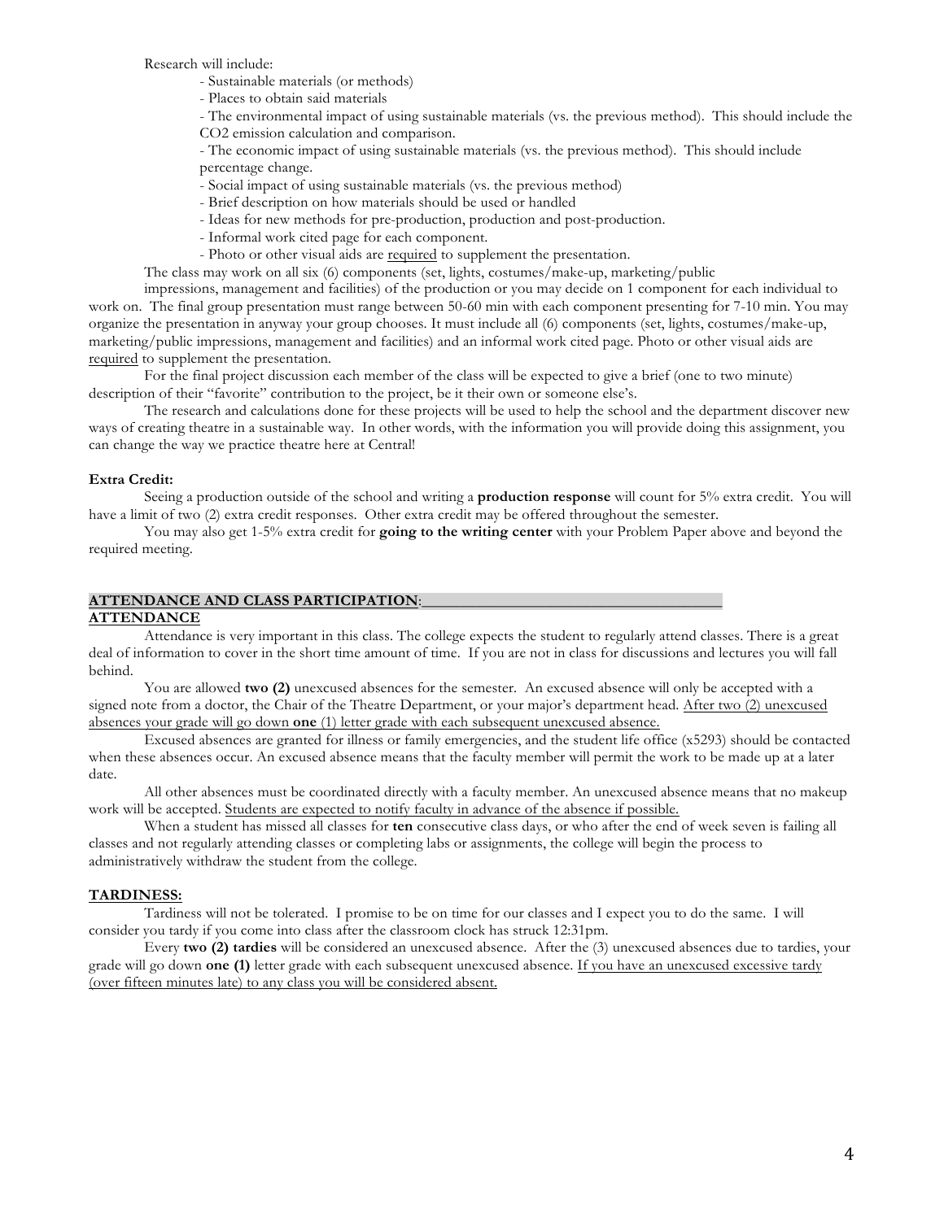Research will include:

- Sustainable materials (or methods)
- Places to obtain said materials
- The environmental impact of using sustainable materials (vs. the previous method). This should include the $CO_2$ emission calculation and comparison.
- The economic impact of using sustainable materials (vs. the previous method). This should include percentage change.
- Social impact of using sustainable materials (vs. the previous method)
- Brief description on how materials should be used or handled
- Ideas for new methods for pre-production, production and post-production.
- Informal work cited page for each component.
- Photo or other visual aids are <u>required</u> to supplement the presentation.

The class may work on all six (6) components (set, lights, costumes/make-up, marketing/public impressions, management and facilities) of the production or you may decide on 1 component for each individual to work on. The final group presentation must range between 50-60 min with each component presenting for 7-10 min. You may organize the presentation in anyway your group chooses. It must include all (6) components (set, lights, costumes/make-up, marketing/public impressions, management and facilities) and an informal work cited page. Photo or other visual aids are <u>required</u> to supplement the presentation.

For the final project discussion each member of the class will be expected to give a brief (one to two minute) description of their "favorite" contribution to the project, be it their own or someone else's.

The research and calculations done for these projects will be used to help the school and the department discover new ways of creating theatre in a sustainable way. In other words, with the information you will provide doing this assignment, you can change the way we practice theatre here at Central!

**Extra Credit:**

Seeing a production outside of the school and writing a **production response** will count for 5% extra credit. You will have a limit of two (2) extra credit responses. Other extra credit may be offered throughout the semester.

You may also get 1-5% extra credit for **going to the writing center** with your Problem Paper above and beyond the required meeting.

## ATTENDANCE AND CLASS PARTICIPATION:

### ATTENDANCE

Attendance is very important in this class. The college expects the student to regularly attend classes. There is a great deal of information to cover in the short time amount of time. If you are not in class for discussions and lectures you will fall behind.

You are allowed **two (2)** unexcused absences for the semester. An excused absence will only be accepted with a signed note from a doctor, the Chair of the Theatre Department, or your major's department head. <u>After two (2) unexcused absences your grade will go down **one** (1) letter grade with each subsequent unexcused absence.</u>

Excused absences are granted for illness or family emergencies, and the student life office (x5293) should be contacted when these absences occur. An excused absence means that the faculty member will permit the work to be made up at a later date.

All other absences must be coordinated directly with a faculty member. An unexcused absence means that no makeup work will be accepted. <u>Students are expected to notify faculty in advance of the absence if possible.</u>

When a student has missed all classes for **ten** consecutive class days, or who after the end of week seven is failing all classes and not regularly attending classes or completing labs or assignments, the college will begin the process to administratively withdraw the student from the college.

### TARDINESS:

Tardiness will not be tolerated. I promise to be on time for our classes and I expect you to do the same. I will consider you tardy if you come into class after the classroom clock has struck 12:31pm.

Every **two (2) tardies** will be considered an unexcused absence. After the (3) unexcused absences due to tardies, your grade will go down **one (1)** letter grade with each subsequent unexcused absence. <u>If you have an unexcused excessive tardy (over fifteen minutes late) to any class you will be considered absent.</u>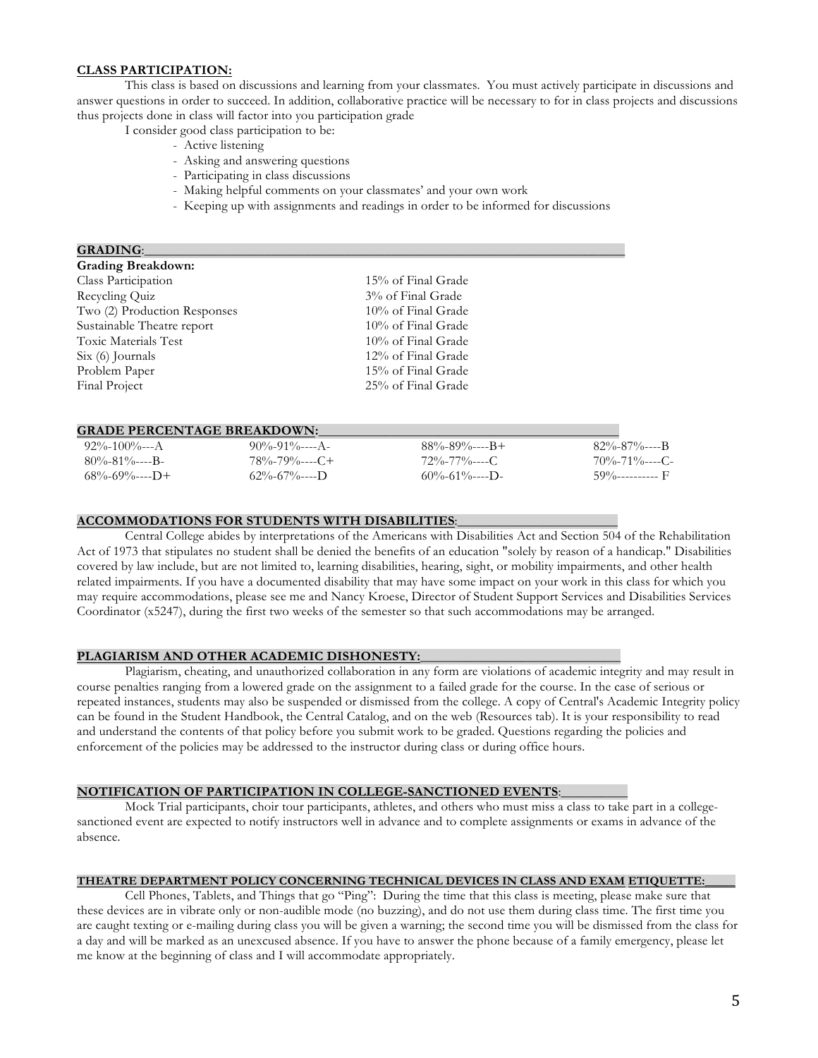**CLASS PARTICIPATION:**

This class is based on discussions and learning from your classmates. You must actively participate in discussions and answer questions in order to succeed. In addition, collaborative practice will be necessary to for in class projects and discussions thus projects done in class will factor into you participation grade

I consider good class participation to be:

- Active listening
- Asking and answering questions
- Participating in class discussions
- Making helpful comments on your classmates' and your own work
- Keeping up with assignments and readings in order to be informed for discussions

**GRADING:**

**Grading Breakdown:**

| | |
|---|---|
| Class Participation | 15% of Final Grade |
| Recycling Quiz | 3% of Final Grade |
| Two (2) Production Responses | 10% of Final Grade |
| Sustainable Theatre report | 10% of Final Grade |
| Toxic Materials Test | 10% of Final Grade |
| Six (6) Journals | 12% of Final Grade |
| Problem Paper | 15% of Final Grade |
| Final Project | 25% of Final Grade |

**GRADE PERCENTAGE BREAKDOWN:**

| | | | |
|---|---|---|---|
| 92%-100%---A | 90%-91%----A- | 88%-89%----B+ | 82%-87%----B |
| 80%-81%----B- | 78%-79%----C+ | 72%-77%----C | 70%-71%----C- |
| 68%-69%----D+ | 62%-67%----D | 60%-61%----D- | 59%---------- F |

**ACCOMMODATIONS FOR STUDENTS WITH DISABILITIES:**

Central College abides by interpretations of the Americans with Disabilities Act and Section 504 of the Rehabilitation Act of 1973 that stipulates no student shall be denied the benefits of an education "solely by reason of a handicap." Disabilities covered by law include, but are not limited to, learning disabilities, hearing, sight, or mobility impairments, and other health related impairments. If you have a documented disability that may have some impact on your work in this class for which you may require accommodations, please see me and Nancy Kroese, Director of Student Support Services and Disabilities Services Coordinator (x5247), during the first two weeks of the semester so that such accommodations may be arranged.

**PLAGIARISM AND OTHER ACADEMIC DISHONESTY:**

Plagiarism, cheating, and unauthorized collaboration in any form are violations of academic integrity and may result in course penalties ranging from a lowered grade on the assignment to a failed grade for the course. In the case of serious or repeated instances, students may also be suspended or dismissed from the college. A copy of Central's Academic Integrity policy can be found in the Student Handbook, the Central Catalog, and on the web (Resources tab). It is your responsibility to read and understand the contents of that policy before you submit work to be graded. Questions regarding the policies and enforcement of the policies may be addressed to the instructor during class or during office hours.

**NOTIFICATION OF PARTICIPATION IN COLLEGE-SANCTIONED EVENTS:**

Mock Trial participants, choir tour participants, athletes, and others who must miss a class to take part in a college-sanctioned event are expected to notify instructors well in advance and to complete assignments or exams in advance of the absence.

**THEATRE DEPARTMENT POLICY CONCERNING TECHNICAL DEVICES IN CLASS AND EXAM ETIQUETTE:**

Cell Phones, Tablets, and Things that go "Ping": During the time that this class is meeting, please make sure that these devices are in vibrate only or non-audible mode (no buzzing), and do not use them during class time. The first time you are caught texting or e-mailing during class you will be given a warning; the second time you will be dismissed from the class for a day and will be marked as an unexcused absence. If you have to answer the phone because of a family emergency, please let me know at the beginning of class and I will accommodate appropriately.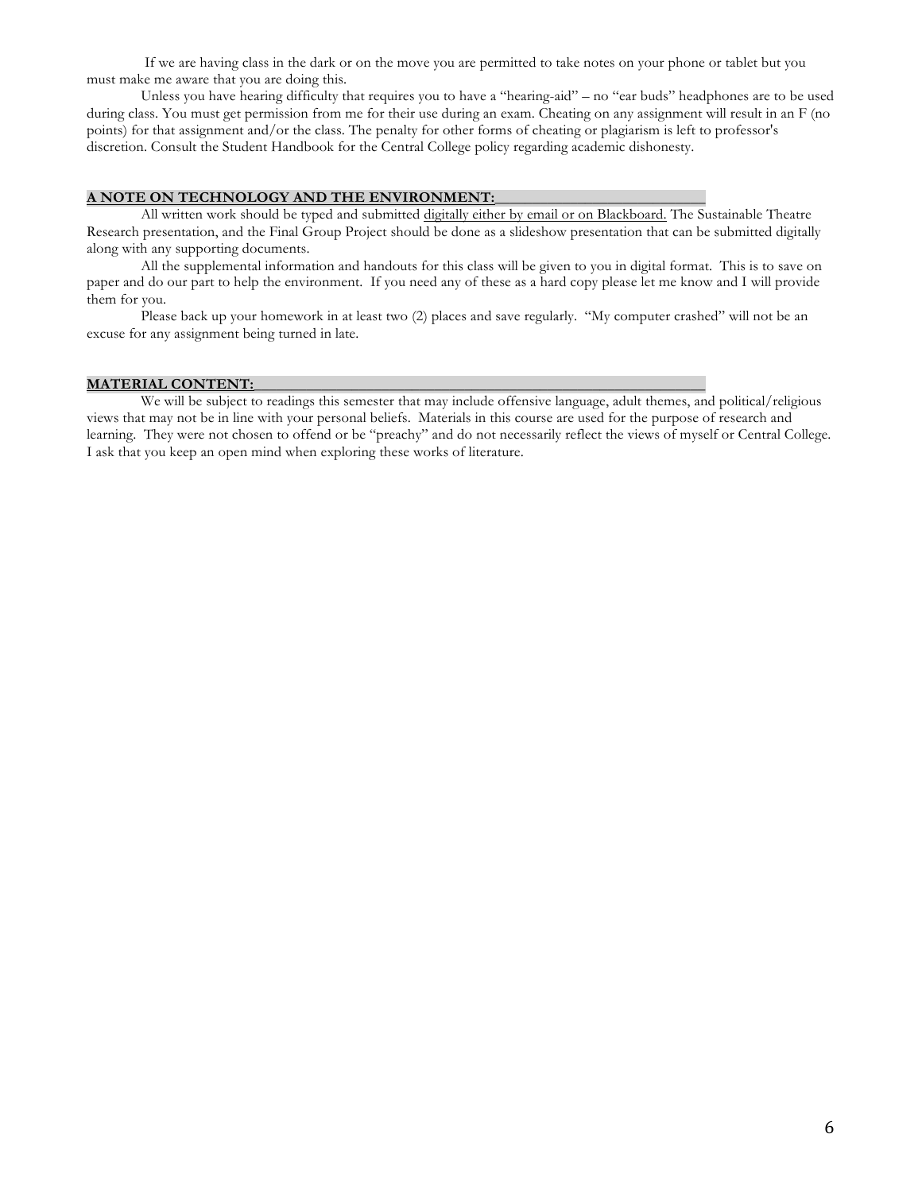If we are having class in the dark or on the move you are permitted to take notes on your phone or tablet but you must make me aware that you are doing this.

Unless you have hearing difficulty that requires you to have a "hearing-aid" – no "ear buds" headphones are to be used during class. You must get permission from me for their use during an exam. Cheating on any assignment will result in an F (no points) for that assignment and/or the class. The penalty for other forms of cheating or plagiarism is left to professor's discretion. Consult the Student Handbook for the Central College policy regarding academic dishonesty.

## A NOTE ON TECHNOLOGY AND THE ENVIRONMENT:

All written work should be typed and submitted digitally either by email or on Blackboard. The Sustainable Theatre Research presentation, and the Final Group Project should be done as a slideshow presentation that can be submitted digitally along with any supporting documents.

All the supplemental information and handouts for this class will be given to you in digital format. This is to save on paper and do our part to help the environment. If you need any of these as a hard copy please let me know and I will provide them for you.

Please back up your homework in at least two (2) places and save regularly. "My computer crashed" will not be an excuse for any assignment being turned in late.

## MATERIAL CONTENT:

We will be subject to readings this semester that may include offensive language, adult themes, and political/religious views that may not be in line with your personal beliefs. Materials in this course are used for the purpose of research and learning. They were not chosen to offend or be "preachy" and do not necessarily reflect the views of myself or Central College. I ask that you keep an open mind when exploring these works of literature.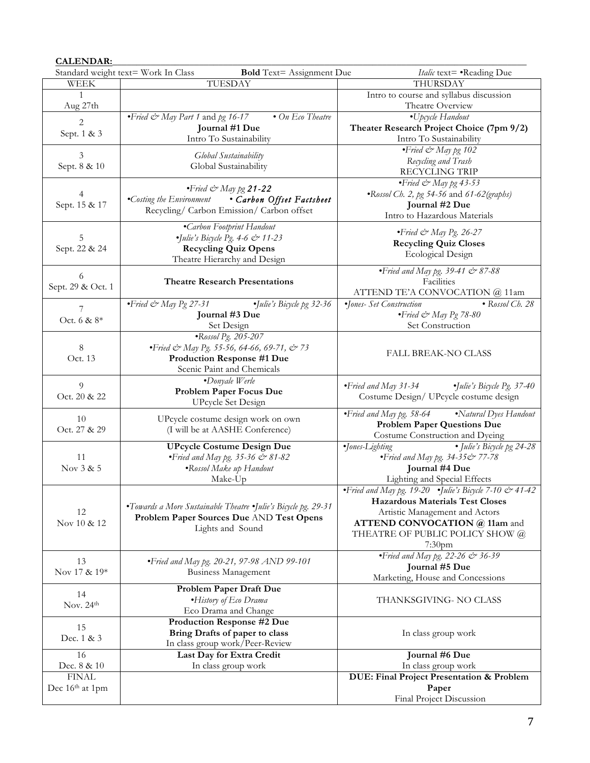**CALENDAR:**

Standard weight text= Work In Class **Bold** Text= Assignment Due *Italic* text= •Reading Due

| WEEK | TUESDAY | THURSDAY |
|---|---|---|
| 1<br>Aug 27th | | Intro to course and syllabus discussion<br>Theatre Overview |
| 2<br>Sept. 1 & 3 | *•Fried & May Part 1* and *pg 16-17* *• On Eco Theatre*<br>**Journal #1 Due**<br>Intro To Sustainability | *•Upcycle Handout*<br>**Theater Research Project Choice (7pm 9/2)**<br>Intro To Sustainability |
| 3<br>Sept. 8 & 10 | *Global Sustainability*<br>Global Sustainability | *•Fried & May pg 102*<br>*Recycling and Trash*<br>RECYCLING TRIP |
| 4<br>Sept. 15 & 17 | *•Fried & May pg 21-22*<br>*•Costing the Environment* *• Carbon Offset Factsheet*<br>Recycling/ Carbon Emission/ Carbon offset | *•Fried & May pg 43-53*<br>*•Rossol Ch. 2, pg 54-56* and *61-62(graphs)*<br>**Journal #2 Due**<br>Intro to Hazardous Materials |
| 5<br>Sept. 22 & 24 | *•Carbon Footprint Handout*<br>*•Julie's Bicycle Pg. 4-6 & 11-23*<br>**Recycling Quiz Opens**<br>Theatre Hierarchy and Design | *•Fried & May Pg. 26-27*<br>**Recycling Quiz Closes**<br>Ecological Design |
| 6<br>Sept. 29 & Oct. 1 | **Theatre Research Presentations** | *•Fried and May pg. 39-41 & 87-88*<br>Facilities<br>ATTEND TE'A CONVOCATION @ 11am |
| 7<br>Oct. 6 & 8* | *•Fried & May Pg 27-31* *•Julie's Bicycle pg 32-36*<br>**Journal #3 Due**<br>Set Design | *•Jones- Set Construction* *• Rossol Ch. 28*<br>*•Fried & May Pg 78-80*<br>Set Construction |
| 8<br>Oct. 13 | *•Rossol Pg. 205-207*<br>*•Fried & May Pg. 55-56, 64-66, 69-71, & 73*<br>**Production Response #1 Due**<br>Scenic Paint and Chemicals | FALL BREAK-NO CLASS |
| 9<br>Oct. 20 & 22 | *•Donyale Werle*<br>**Problem Paper Focus Due**<br>UPcycle Set Design | *•Fried and May 31-34* *•Julie's Bicycle Pg. 37-40*<br>Costume Design/ UPcycle costume design |
| 10<br>Oct. 27 & 29 | UPcycle costume design work on own<br>(I will be at AASHE Conference) | *•Fried and May pg. 58-64* *•Natural Dyes Handout*<br>**Problem Paper Questions Due**<br>Costume Construction and Dyeing |
| 11<br>Nov 3 & 5 | **UPcycle Costume Design Due**<br>*•Fried and May pg. 35-36 & 81-82*<br>*•Rossol Make up Handout*<br>Make-Up | *•Jones-Lighting* *• Julie's Bicycle pg 24-28*<br>*•Fried and May pg. 34-35& 77-78*<br>**Journal #4 Due**<br>Lighting and Special Effects |
| 12<br>Nov 10 & 12 | *•Towards a More Sustainable Theatre •Julie's Bicycle pg. 29-31*<br>**Problem Paper Sources Due** AND **Test Opens**<br>Lights and Sound | *•Fried and May pg. 19-20* *•Julie's Bicycle 7-10 & 41-42*<br>**Hazardous Materials Test Closes**<br>Artistic Management and Actors<br>**ATTEND CONVOCATION @ 11am** and THEATRE OF PUBLIC POLICY SHOW @ 7:30pm |
| 13<br>Nov 17 & 19* | *•Fried and May pg. 20-21, 97-98 AND 99-101*<br>Business Management | *•Fried and May pg. 22-26 & 36-39*<br>**Journal #5 Due**<br>Marketing, House and Concessions |
| 14<br>Nov. 24th | **Problem Paper Draft Due**<br>*•History of Eco Drama*<br>Eco Drama and Change | THANKSGIVING- NO CLASS |
| 15<br>Dec. 1 & 3 | **Production Response #2 Due**<br>**Bring Drafts of paper to class**<br>In class group work/Peer-Review | In class group work |
| 16<br>Dec. 8 & 10 | **Last Day for Extra Credit**<br>In class group work | **Journal #6 Due**<br>In class group work |
| FINAL<br>Dec 16th at 1pm | | **DUE: Final Project Presentation & Problem Paper**<br>Final Project Discussion |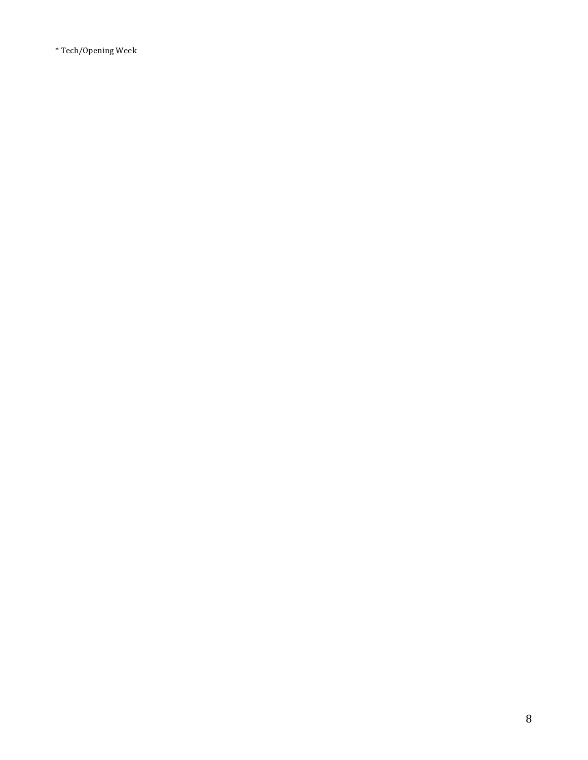* Tech/Opening Week